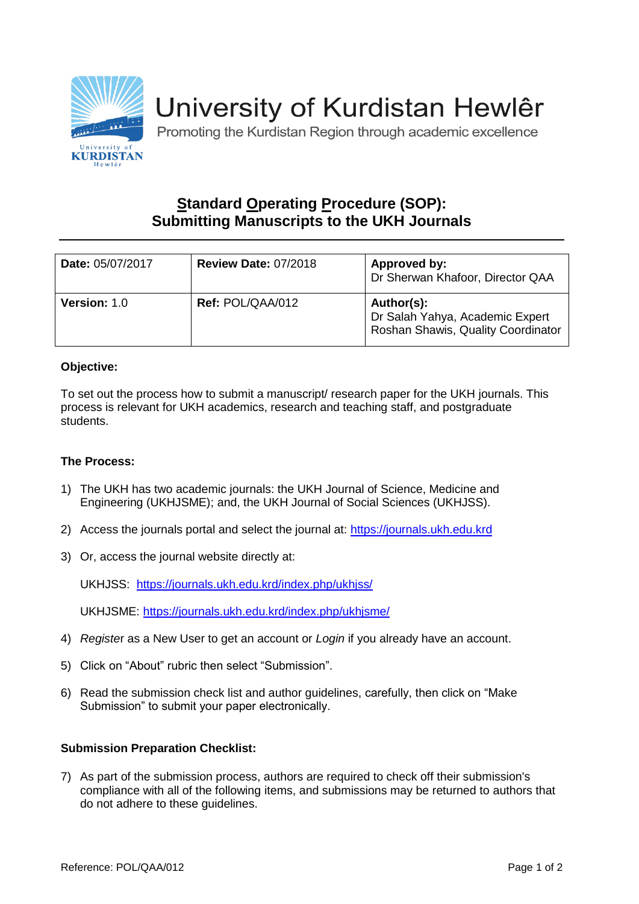# University of Kurdistan Hewlêr

Promoting the Kurdistan Region through academic excellence

## Standard Operating Procedure (SOP): Submitting Manuscripts to the UKH Journals

| **Date:** 05/07/2017 | **Review Date:** 07/2018 | **Approved by:** Dr Sherwan Khafoor, Director QAA |
|---|---|---|
| **Version:** 1.0 | **Ref:** POL/QAA/012 | **Author(s):** Dr Salah Yahya, Academic Expert Roshan Shawis, Quality Coordinator |

**Objective:**

To set out the process how to submit a manuscript/ research paper for the UKH journals. This process is relevant for UKH academics, research and teaching staff, and postgraduate students.

**The Process:**

1) The UKH has two academic journals: the UKH Journal of Science, Medicine and Engineering (UKHJSME); and, the UKH Journal of Social Sciences (UKHJSS).

2) Access the journals portal and select the journal at: https://journals.ukh.edu.krd

3) Or, access the journal website directly at:

   UKHJSS: https://journals.ukh.edu.krd/index.php/ukhjss/

   UKHJSME: https://journals.ukh.edu.krd/index.php/ukhjsme/

4) *Registe*r as a New User to get an account or *Login* if you already have an account.

5) Click on "About" rubric then select "Submission".

6) Read the submission check list and author guidelines, carefully, then click on "Make Submission" to submit your paper electronically.

**Submission Preparation Checklist:**

7) As part of the submission process, authors are required to check off their submission's compliance with all of the following items, and submissions may be returned to authors that do not adhere to these guidelines.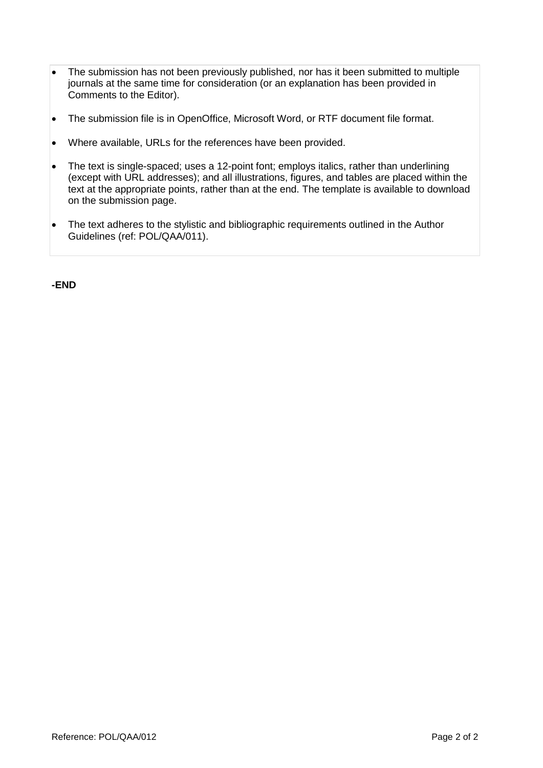- The submission has not been previously published, nor has it been submitted to multiple journals at the same time for consideration (or an explanation has been provided in Comments to the Editor).
- The submission file is in OpenOffice, Microsoft Word, or RTF document file format.
- Where available, URLs for the references have been provided.
- The text is single-spaced; uses a 12-point font; employs italics, rather than underlining (except with URL addresses); and all illustrations, figures, and tables are placed within the text at the appropriate points, rather than at the end. The template is available to download on the submission page.
- The text adheres to the stylistic and bibliographic requirements outlined in the Author Guidelines (ref: POL/QAA/011).

**-END**